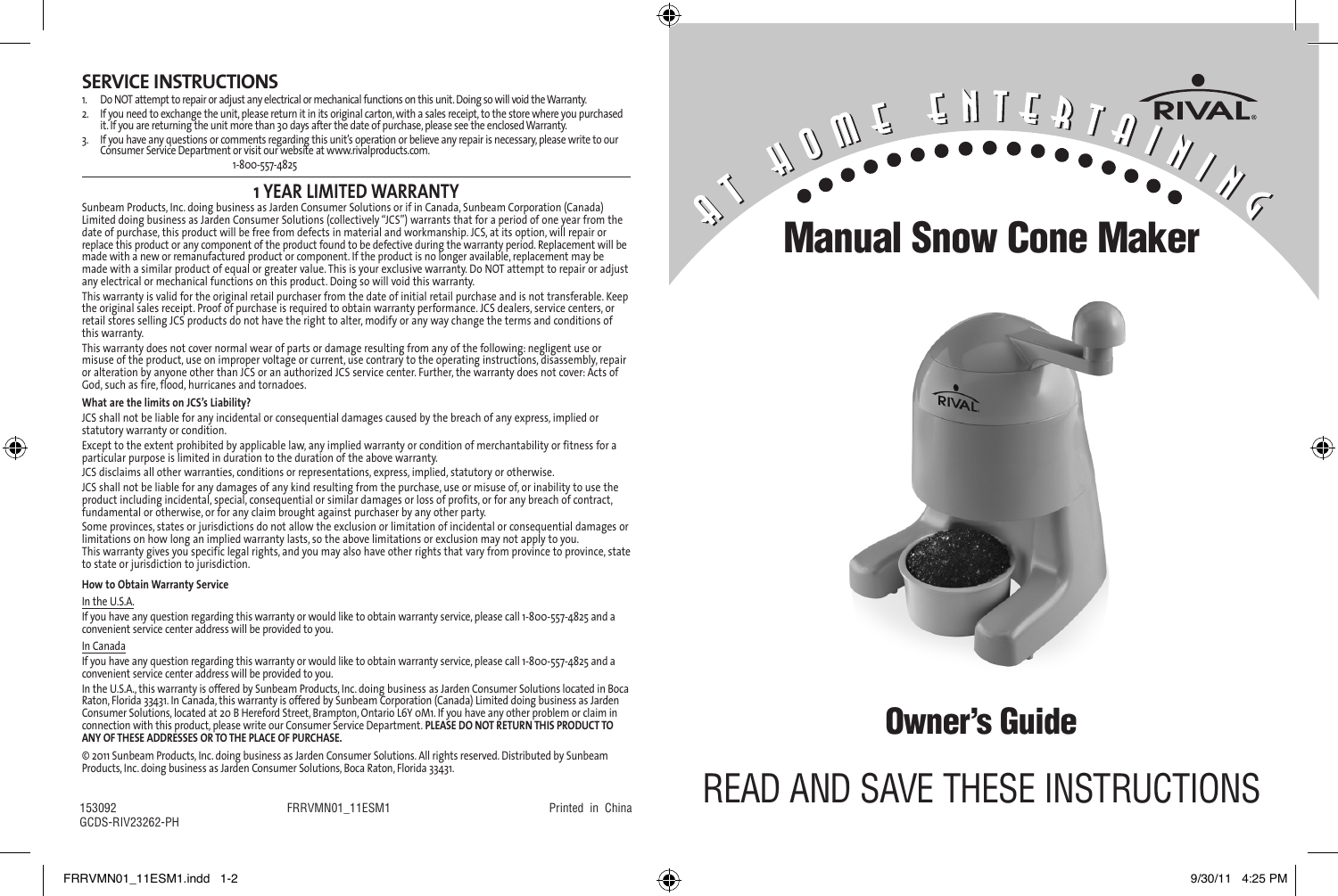## SERVICE INSTRUCTIONS

1. Do NOT attempt to repair or adjust any electrical or mechanical functions on this unit. Doing so will void the Warranty.
2. If you need to exchange the unit, please return it in its original carton, with a sales receipt, to the store where you purchased it. If you are returning the unit more than 30 days after the date of purchase, please see the enclosed Warranty.
3. If you have any questions or comments regarding this unit's operation or believe any repair is necessary, please write to our Consumer Service Department or visit our website at www.rivalproducts.com.

1-800-557-4825

## 1 YEAR LIMITED WARRANTY

Sunbeam Products, Inc. doing business as Jarden Consumer Solutions or if in Canada, Sunbeam Corporation (Canada) Limited doing business as Jarden Consumer Solutions (collectively "JCS") warrants that for a period of one year from the date of purchase, this product will be free from defects in material and workmanship. JCS, at its option, will repair or replace this product or any component of the product found to be defective during the warranty period. Replacement will be made with a new or remanufactured product or component. If the product is no longer available, replacement may be made with a similar product of equal or greater value. This is your exclusive warranty. Do NOT attempt to repair or adjust any electrical or mechanical functions on this product. Doing so will void this warranty.

This warranty is valid for the original retail purchaser from the date of initial retail purchase and is not transferable. Keep the original sales receipt. Proof of purchase is required to obtain warranty performance. JCS dealers, service centers, or retail stores selling JCS products do not have the right to alter, modify or any way change the terms and conditions of this warranty.

This warranty does not cover normal wear of parts or damage resulting from any of the following: negligent use or misuse of the product, use on improper voltage or current, use contrary to the operating instructions, disassembly, repair or alteration by anyone other than JCS or an authorized JCS service center. Further, the warranty does not cover: Acts of God, such as fire, flood, hurricanes and tornadoes.

**What are the limits on JCS's Liability?**

JCS shall not be liable for any incidental or consequential damages caused by the breach of any express, implied or statutory warranty or condition.

Except to the extent prohibited by applicable law, any implied warranty or condition of merchantability or fitness for a particular purpose is limited in duration to the duration of the above warranty.

JCS disclaims all other warranties, conditions or representations, express, implied, statutory or otherwise.

JCS shall not be liable for any damages of any kind resulting from the purchase, use or misuse of, or inability to use the product including incidental, special, consequential or similar damages or loss of profits, or for any breach of contract, fundamental or otherwise, or for any claim brought against purchaser by any other party.

Some provinces, states or jurisdictions do not allow the exclusion or limitation of incidental or consequential damages or limitations on how long an implied warranty lasts, so the above limitations or exclusion may not apply to you.

This warranty gives you specific legal rights, and you may also have other rights that vary from province to province, state to state or jurisdiction to jurisdiction.

**How to Obtain Warranty Service**

In the U.S.A.

If you have any question regarding this warranty or would like to obtain warranty service, please call 1-800-557-4825 and a convenient service center address will be provided to you.

In Canada

If you have any question regarding this warranty or would like to obtain warranty service, please call 1-800-557-4825 and a convenient service center address will be provided to you.

In the U.S.A., this warranty is offered by Sunbeam Products, Inc. doing business as Jarden Consumer Solutions located in Boca Raton, Florida 33431. In Canada, this warranty is offered by Sunbeam Corporation (Canada) Limited doing business as Jarden Consumer Solutions, located at 20 B Hereford Street, Brampton, Ontario L6Y 0M1. If you have any other problem or claim in connection with this product, please write our Consumer Service Department. **PLEASE DO NOT RETURN THIS PRODUCT TO ANY OF THESE ADDRESSES OR TO THE PLACE OF PURCHASE.**

© 2011 Sunbeam Products, Inc. doing business as Jarden Consumer Solutions. All rights reserved. Distributed by Sunbeam Products, Inc. doing business as Jarden Consumer Solutions, Boca Raton, Florida 33431.

153092
GCDS-RIV23262-PH

FRRVMN01_11ESM1

Printed in China

AT HOME ENTERTAINING

RIVAL®

# Manual Snow Cone Maker

## Owner's Guide

READ AND SAVE THESE INSTRUCTIONS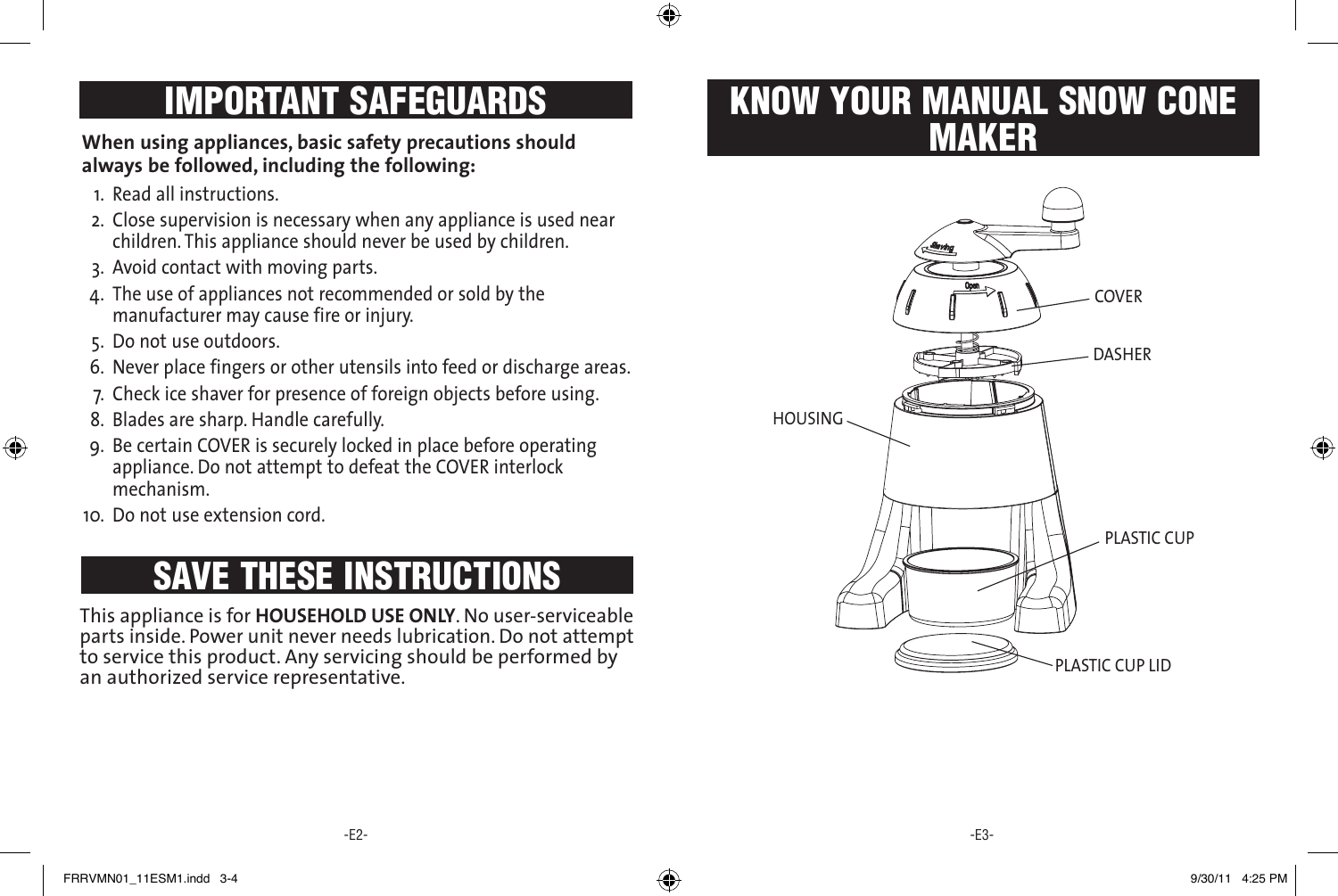# IMPORTANT SAFEGUARDS

**When using appliances, basic safety precautions should always be followed, including the following:**

1. Read all instructions.
2. Close supervision is necessary when any appliance is used near children. This appliance should never be used by children.
3. Avoid contact with moving parts.
4. The use of appliances not recommended or sold by the manufacturer may cause fire or injury.
5. Do not use outdoors.
6. Never place fingers or other utensils into feed or discharge areas.
7. Check ice shaver for presence of foreign objects before using.
8. Blades are sharp. Handle carefully.
9. Be certain COVER is securely locked in place before operating appliance. Do not attempt to defeat the COVER interlock mechanism.
10. Do not use extension cord.

# SAVE THESE INSTRUCTIONS

This appliance is for **HOUSEHOLD USE ONLY**. No user-serviceable parts inside. Power unit never needs lubrication. Do not attempt to service this product. Any servicing should be performed by an authorized service representative.

# KNOW YOUR MANUAL SNOW CONE MAKER

COVER

DASHER

HOUSING

PLASTIC CUP

PLASTIC CUP LID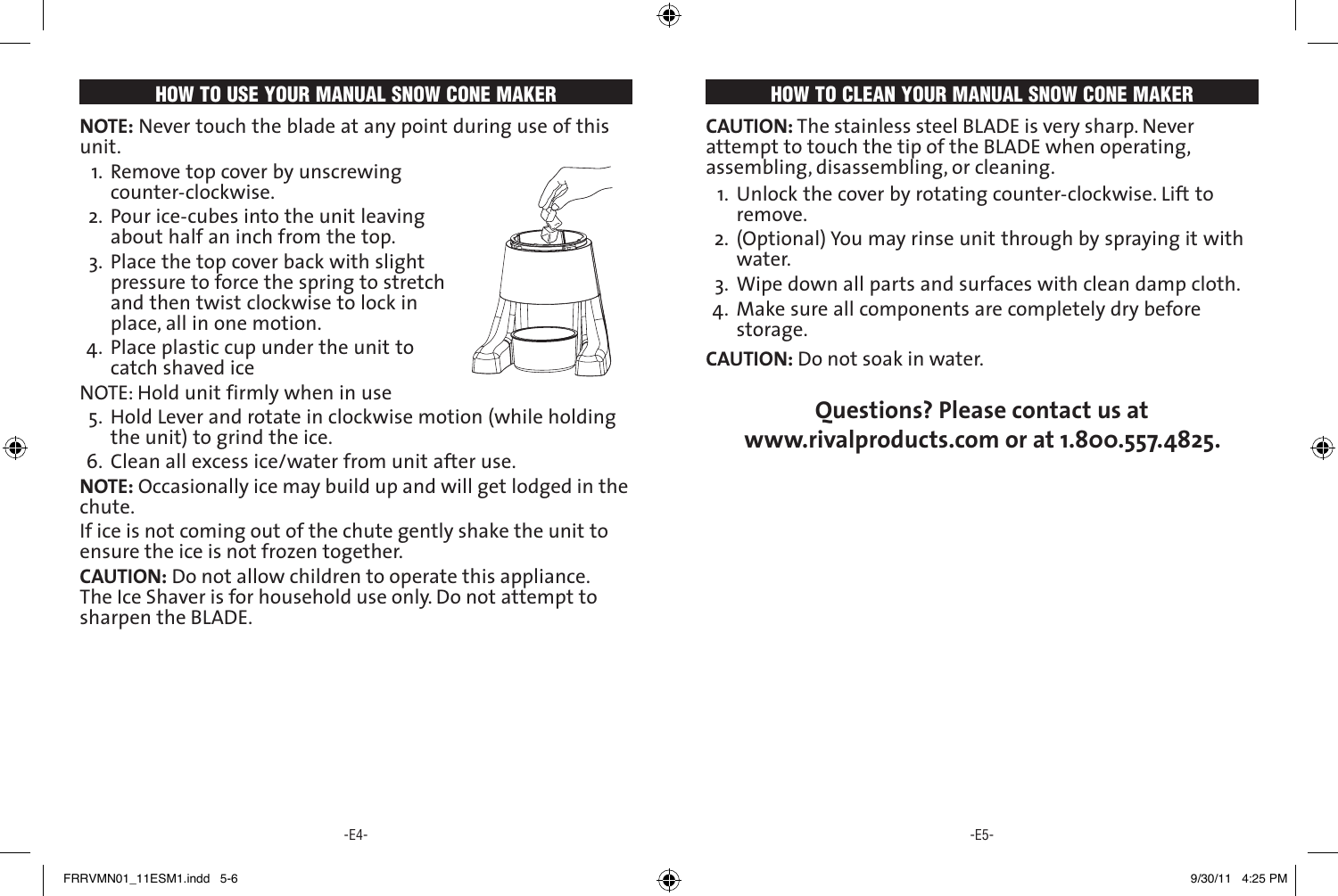## HOW TO USE YOUR MANUAL SNOW CONE MAKER

**NOTE:** Never touch the blade at any point during use of this unit.

1. Remove top cover by unscrewing counter-clockwise.
2. Pour ice-cubes into the unit leaving about half an inch from the top.
3. Place the top cover back with slight pressure to force the spring to stretch and then twist clockwise to lock in place, all in one motion.
4. Place plastic cup under the unit to catch shaved ice

NOTE: Hold unit firmly when in use

5. Hold Lever and rotate in clockwise motion (while holding the unit) to grind the ice.
6. Clean all excess ice/water from unit after use.

**NOTE:** Occasionally ice may build up and will get lodged in the chute.

If ice is not coming out of the chute gently shake the unit to ensure the ice is not frozen together.

**CAUTION:** Do not allow children to operate this appliance. The Ice Shaver is for household use only. Do not attempt to sharpen the BLADE.

## HOW TO CLEAN YOUR MANUAL SNOW CONE MAKER

**CAUTION:** The stainless steel BLADE is very sharp. Never attempt to touch the tip of the BLADE when operating, assembling, disassembling, or cleaning.

1. Unlock the cover by rotating counter-clockwise. Lift to remove.
2. (Optional) You may rinse unit through by spraying it with water.
3. Wipe down all parts and surfaces with clean damp cloth.
4. Make sure all components are completely dry before storage.

**CAUTION:** Do not soak in water.

**Questions? Please contact us at www.rivalproducts.com or at 1.800.557.4825.**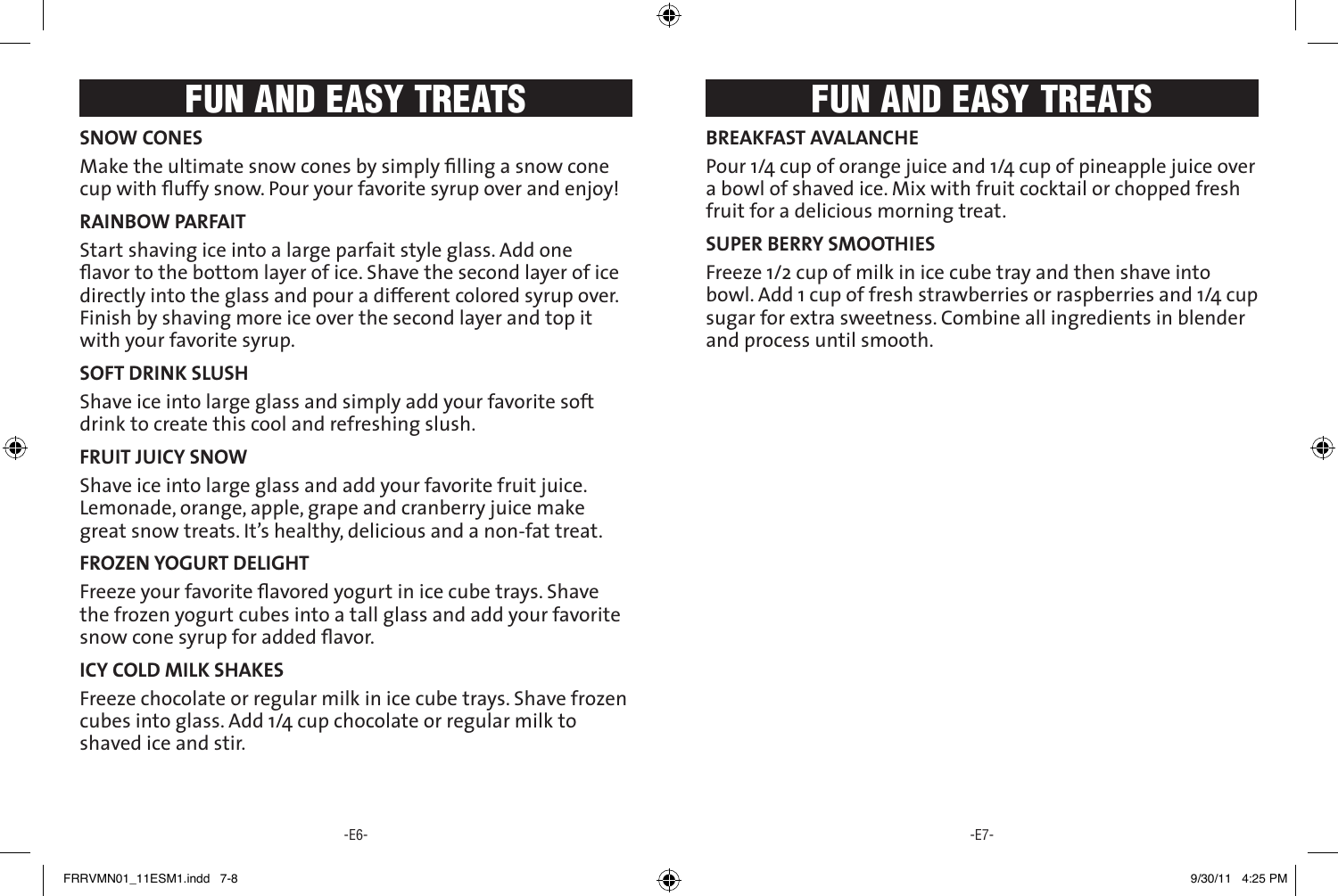# FUN AND EASY TREATS

**SNOW CONES**

Make the ultimate snow cones by simply filling a snow cone cup with fluffy snow. Pour your favorite syrup over and enjoy!

**RAINBOW PARFAIT**

Start shaving ice into a large parfait style glass. Add one flavor to the bottom layer of ice. Shave the second layer of ice directly into the glass and pour a different colored syrup over. Finish by shaving more ice over the second layer and top it with your favorite syrup.

**SOFT DRINK SLUSH**

Shave ice into large glass and simply add your favorite soft drink to create this cool and refreshing slush.

**FRUIT JUICY SNOW**

Shave ice into large glass and add your favorite fruit juice. Lemonade, orange, apple, grape and cranberry juice make great snow treats. It's healthy, delicious and a non-fat treat.

**FROZEN YOGURT DELIGHT**

Freeze your favorite flavored yogurt in ice cube trays. Shave the frozen yogurt cubes into a tall glass and add your favorite snow cone syrup for added flavor.

**ICY COLD MILK SHAKES**

Freeze chocolate or regular milk in ice cube trays. Shave frozen cubes into glass. Add 1/4 cup chocolate or regular milk to shaved ice and stir.

# FUN AND EASY TREATS

**BREAKFAST AVALANCHE**

Pour 1/4 cup of orange juice and 1/4 cup of pineapple juice over a bowl of shaved ice. Mix with fruit cocktail or chopped fresh fruit for a delicious morning treat.

**SUPER BERRY SMOOTHIES**

Freeze 1/2 cup of milk in ice cube tray and then shave into bowl. Add 1 cup of fresh strawberries or raspberries and 1/4 cup sugar for extra sweetness. Combine all ingredients in blender and process until smooth.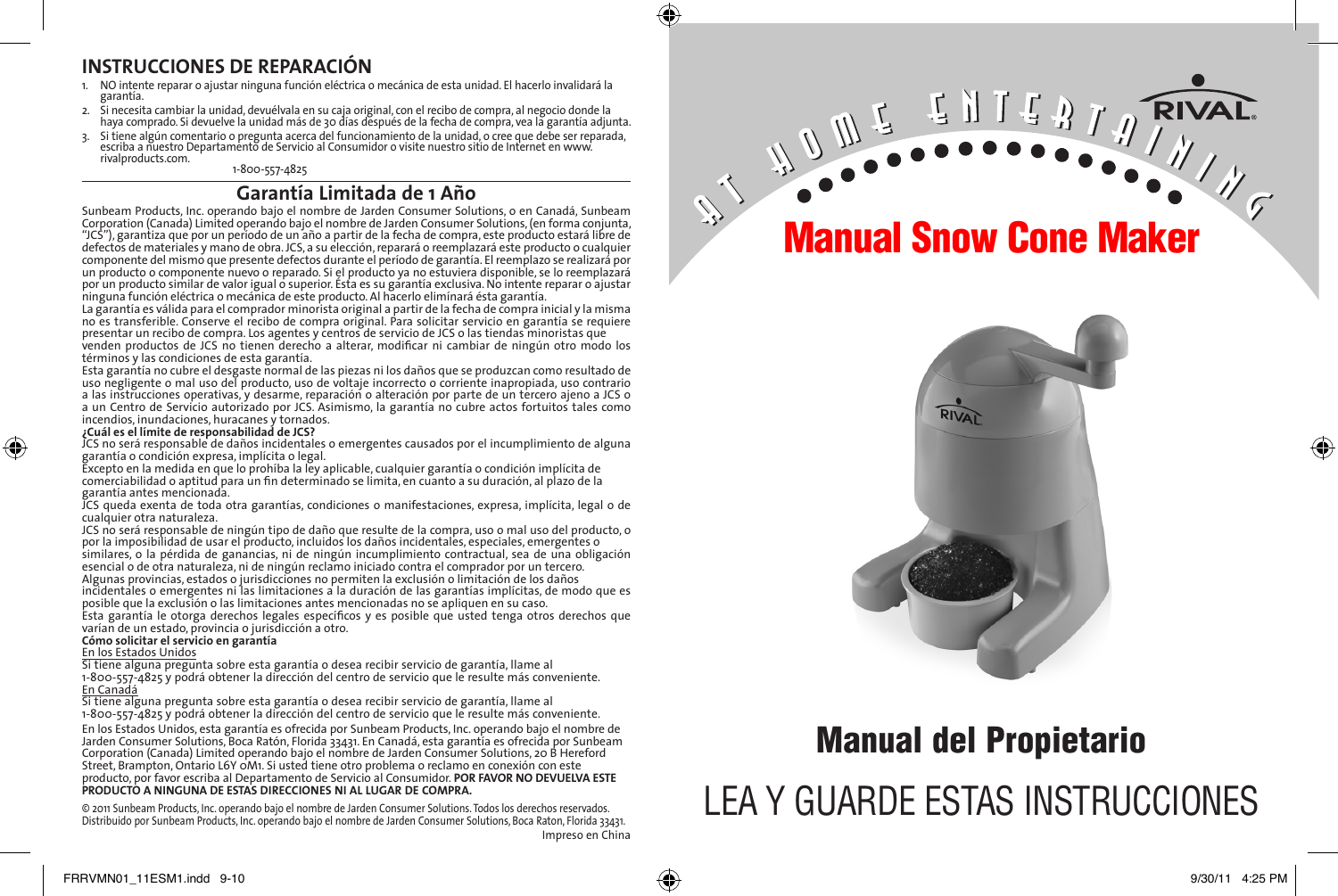## INSTRUCCIONES DE REPARACIÓN

1. NO intente reparar o ajustar ninguna función eléctrica o mecánica de esta unidad. El hacerlo invalidará la garantía.
2. Si necesita cambiar la unidad, devuélvala en su caja original, con el recibo de compra, al negocio donde la haya comprado. Si devuelve la unidad más de 30 días después de la fecha de compra, vea la garantía adjunta.
3. Si tiene algún comentario o pregunta acerca del funcionamiento de la unidad, o cree que debe ser reparada, escriba a nuestro Departamento de Servicio al Consumidor o visite nuestro sitio de Internet en www.rivalproducts.com.

1-800-557-4825

## Garantía Limitada de 1 Año

Sunbeam Products, Inc. operando bajo el nombre de Jarden Consumer Solutions, o en Canadá, Sunbeam Corporation (Canada) Limited operando bajo el nombre de Jarden Consumer Solutions, (en forma conjunta, "JCS"), garantiza que por un período de un año a partir de la fecha de compra, este producto estará libre de defectos de materiales y mano de obra. JCS, a su elección, reparará o reemplazará este producto o cualquier componente del mismo que presente defectos durante el período de garantía. El reemplazo se realizará por un producto o componente nuevo o reparado. Si el producto ya no estuviera disponible, se lo reemplazará por un producto similar de valor igual o superior. Ésta es su garantía exclusiva. No intente reparar o ajustar ninguna función eléctrica o mecánica de este producto. Al hacerlo eliminará ésta garantía.

La garantía es válida para el comprador minorista original a partir de la fecha de compra inicial y la misma no es transferible. Conserve el recibo de compra original. Para solicitar servicio en garantía se requiere presentar un recibo de compra. Los agentes y centros de servicio de JCS o las tiendas minoristas que venden productos de JCS no tienen derecho a alterar, modificar ni cambiar de ningún otro modo los términos y las condiciones de esta garantía.

Esta garantía no cubre el desgaste normal de las piezas ni los daños que se produzcan como resultado de uso negligente o mal uso del producto, uso de voltaje incorrecto o corriente inapropiada, uso contrario a las instrucciones operativas, y desarme, reparación o alteración por parte de un tercero ajeno a JCS o a un Centro de Servicio autorizado por JCS. Asimismo, la garantía no cubre actos fortuitos tales como incendios, inundaciones, huracanes y tornados.

**¿Cuál es el límite de responsabilidad de JCS?**

JCS no será responsable de daños incidentales o emergentes causados por el incumplimiento de alguna garantía o condición expresa, implícita o legal.

Excepto en la medida en que lo prohíba la ley aplicable, cualquier garantía o condición implícita de comerciabilidad o aptitud para un fin determinado se limita, en cuanto a su duración, al plazo de la garantía antes mencionada.

JCS queda exenta de toda otra garantías, condiciones o manifestaciones, expresa, implícita, legal o de cualquier otra naturaleza.

JCS no será responsable de ningún tipo de daño que resulte de la compra, uso o mal uso del producto, o por la imposibilidad de usar el producto, incluidos los daños incidentales, especiales, emergentes o similares, o la pérdida de ganancias, ni de ningún incumplimiento contractual, sea de una obligación esencial o de otra naturaleza, ni de ningún reclamo iniciado contra el comprador por un tercero.

Algunas provincias, estados o jurisdicciones no permiten la exclusión o limitación de los daños incidentales o emergentes ni las limitaciones a la duración de las garantías implícitas, de modo que es posible que la exclusión o las limitaciones antes mencionadas no se apliquen en su caso.

Esta garantía le otorga derechos legales específicos y es posible que usted tenga otros derechos que varían de un estado, provincia o jurisdicción a otro.

**Cómo solicitar el servicio en garantía**

En los Estados Unidos

Si tiene alguna pregunta sobre esta garantía o desea recibir servicio de garantía, llame al 1-800-557-4825 y podrá obtener la dirección del centro de servicio que le resulte más conveniente.

En Canadá

Si tiene alguna pregunta sobre esta garantía o desea recibir servicio de garantía, llame al 1-800-557-4825 y podrá obtener la dirección del centro de servicio que le resulte más conveniente.

En los Estados Unidos, esta garantía es ofrecida por Sunbeam Products, Inc. operando bajo el nombre de Jarden Consumer Solutions, Boca Ratón, Florida 33431. En Canadá, esta garantía es ofrecida por Sunbeam Corporation (Canada) Limited operando bajo el nombre de Jarden Consumer Solutions, 20 B Hereford Street, Brampton, Ontario L6Y 0M1. Si usted tiene otro problema o reclamo en conexión con este producto, por favor escriba al Departamento de Servicio al Consumidor. **POR FAVOR NO DEVUELVA ESTE PRODUCTO A NINGUNA DE ESTAS DIRECCIONES NI AL LUGAR DE COMPRA.**

© 2011 Sunbeam Products, Inc. operando bajo el nombre de Jarden Consumer Solutions. Todos los derechos reservados. Distribuido por Sunbeam Products, Inc. operando bajo el nombre de Jarden Consumer Solutions, Boca Raton, Florida 33431.

Impreso en China

AT HOME ENTERTAINING

RIVAL®

# Manual Snow Cone Maker

# Manual del Propietario

LEA Y GUARDE ESTAS INSTRUCCIONES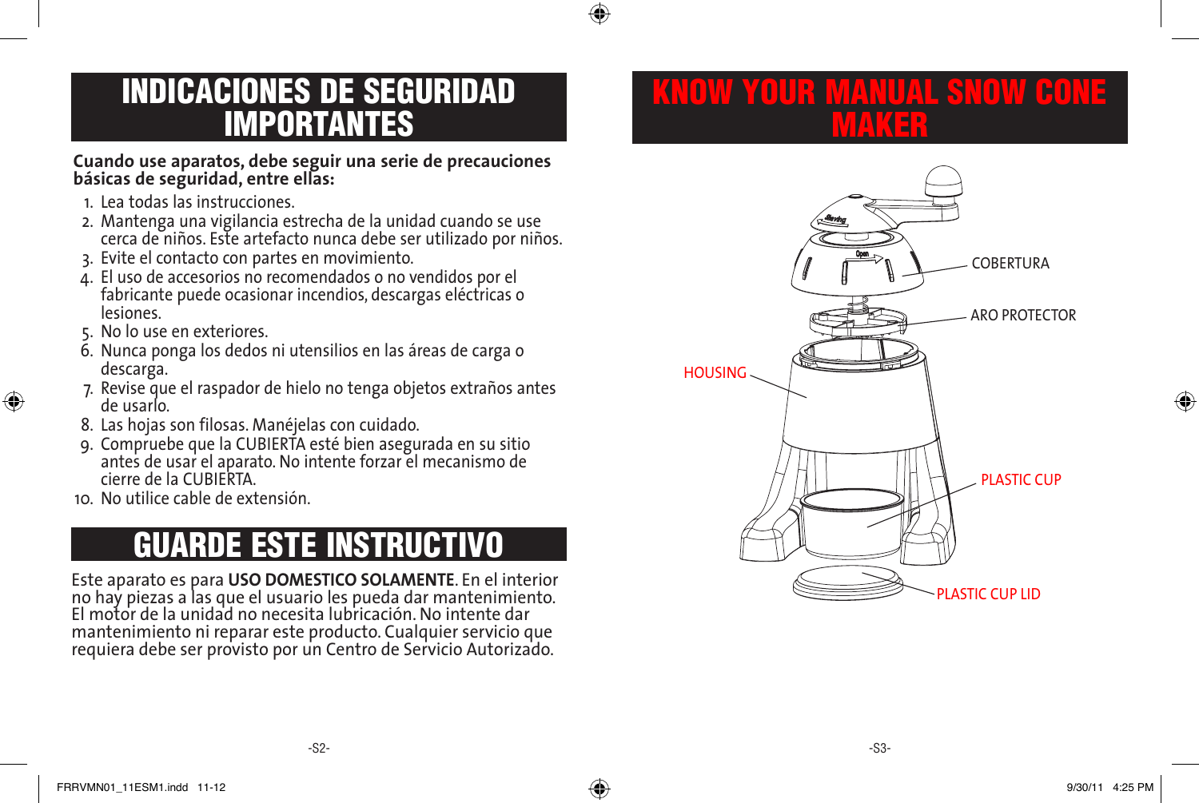# INDICACIONES DE SEGURIDAD IMPORTANTES

**Cuando use aparatos, debe seguir una serie de precauciones básicas de seguridad, entre ellas:**

1. Lea todas las instrucciones.
2. Mantenga una vigilancia estrecha de la unidad cuando se use cerca de niños. Este artefacto nunca debe ser utilizado por niños.
3. Evite el contacto con partes en movimiento.
4. El uso de accesorios no recomendados o no vendidos por el fabricante puede ocasionar incendios, descargas eléctricas o lesiones.
5. No lo use en exteriores.
6. Nunca ponga los dedos ni utensilios en las áreas de carga o descarga.
7. Revise que el raspador de hielo no tenga objetos extraños antes de usarlo.
8. Las hojas son filosas. Manéjelas con cuidado.
9. Compruebe que la CUBIERTA esté bien asegurada en su sitio antes de usar el aparato. No intente forzar el mecanismo de cierre de la CUBIERTA.
10. No utilice cable de extensión.

# GUARDE ESTE INSTRUCTIVO

Este aparato es para **USO DOMESTICO SOLAMENTE**. En el interior no hay piezas a las que el usuario les pueda dar mantenimiento. El motor de la unidad no necesita lubricación. No intente dar mantenimiento ni reparar este producto. Cualquier servicio que requiera debe ser provisto por un Centro de Servicio Autorizado.

# KNOW YOUR MANUAL SNOW CONE MAKER

COBERTURA

ARO PROTECTOR

HOUSING

PLASTIC CUP

PLASTIC CUP LID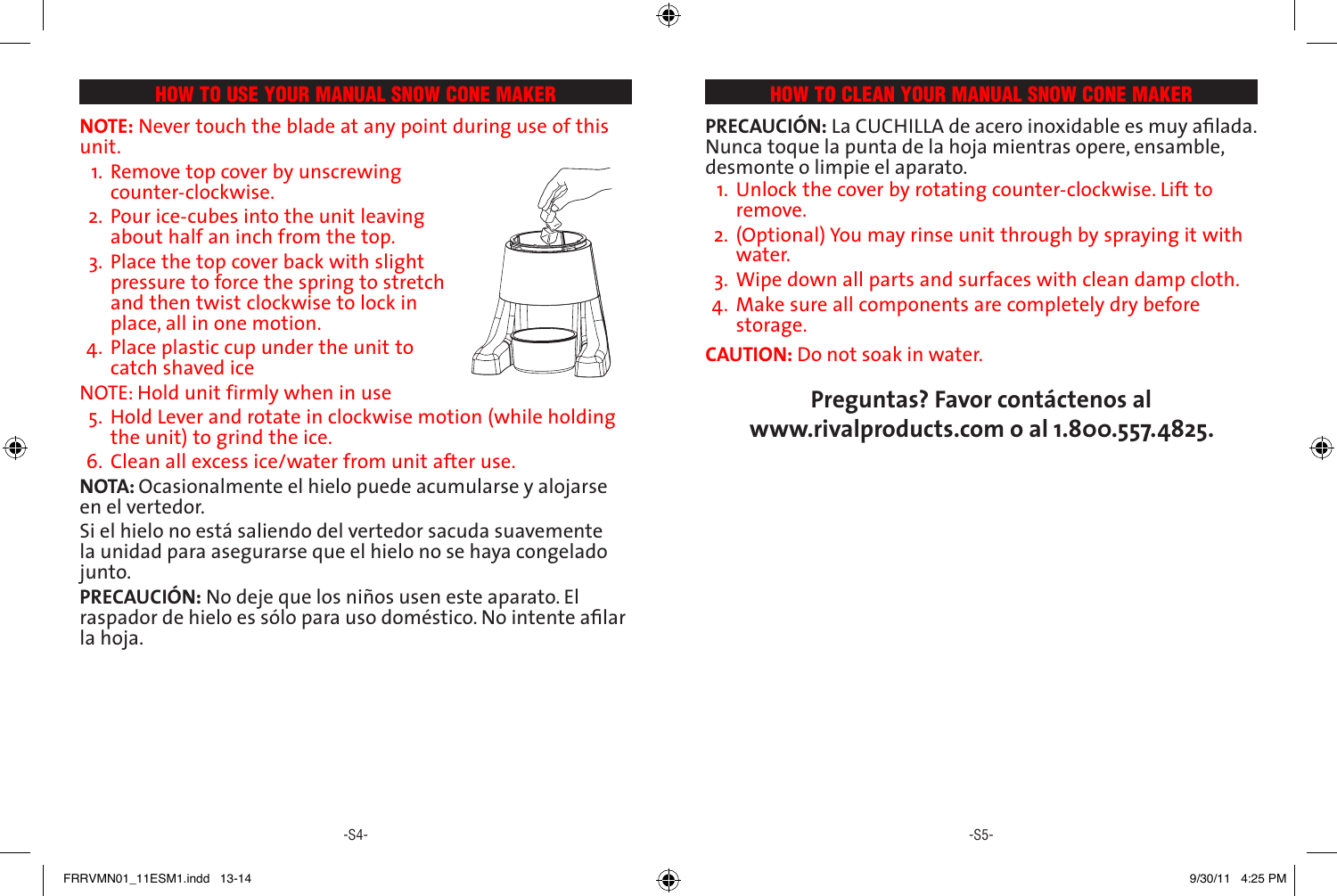## HOW TO USE YOUR MANUAL SNOW CONE MAKER

**NOTE:** Never touch the blade at any point during use of this unit.

1. Remove top cover by unscrewing counter-clockwise.
2. Pour ice-cubes into the unit leaving about half an inch from the top.
3. Place the top cover back with slight pressure to force the spring to stretch and then twist clockwise to lock in place, all in one motion.
4. Place plastic cup under the unit to catch shaved ice

NOTE: Hold unit firmly when in use

5. Hold Lever and rotate in clockwise motion (while holding the unit) to grind the ice.
6. Clean all excess ice/water from unit after use.

**NOTA:** Ocasionalmente el hielo puede acumularse y alojarse en el vertedor.

Si el hielo no está saliendo del vertedor sacuda suavemente la unidad para asegurarse que el hielo no se haya congelado junto.

**PRECAUCIÓN:** No deje que los niños usen este aparato. El raspador de hielo es sólo para uso doméstico. No intente afilar la hoja.

## HOW TO CLEAN YOUR MANUAL SNOW CONE MAKER

**PRECAUCIÓN:** La CUCHILLA de acero inoxidable es muy afilada. Nunca toque la punta de la hoja mientras opere, ensamble, desmonte o limpie el aparato.

1. Unlock the cover by rotating counter-clockwise. Lift to remove.
2. (Optional) You may rinse unit through by spraying it with water.
3. Wipe down all parts and surfaces with clean damp cloth.
4. Make sure all components are completely dry before storage.

**CAUTION:** Do not soak in water.

**Preguntas? Favor contáctenos al www.rivalproducts.com o al 1.800.557.4825.**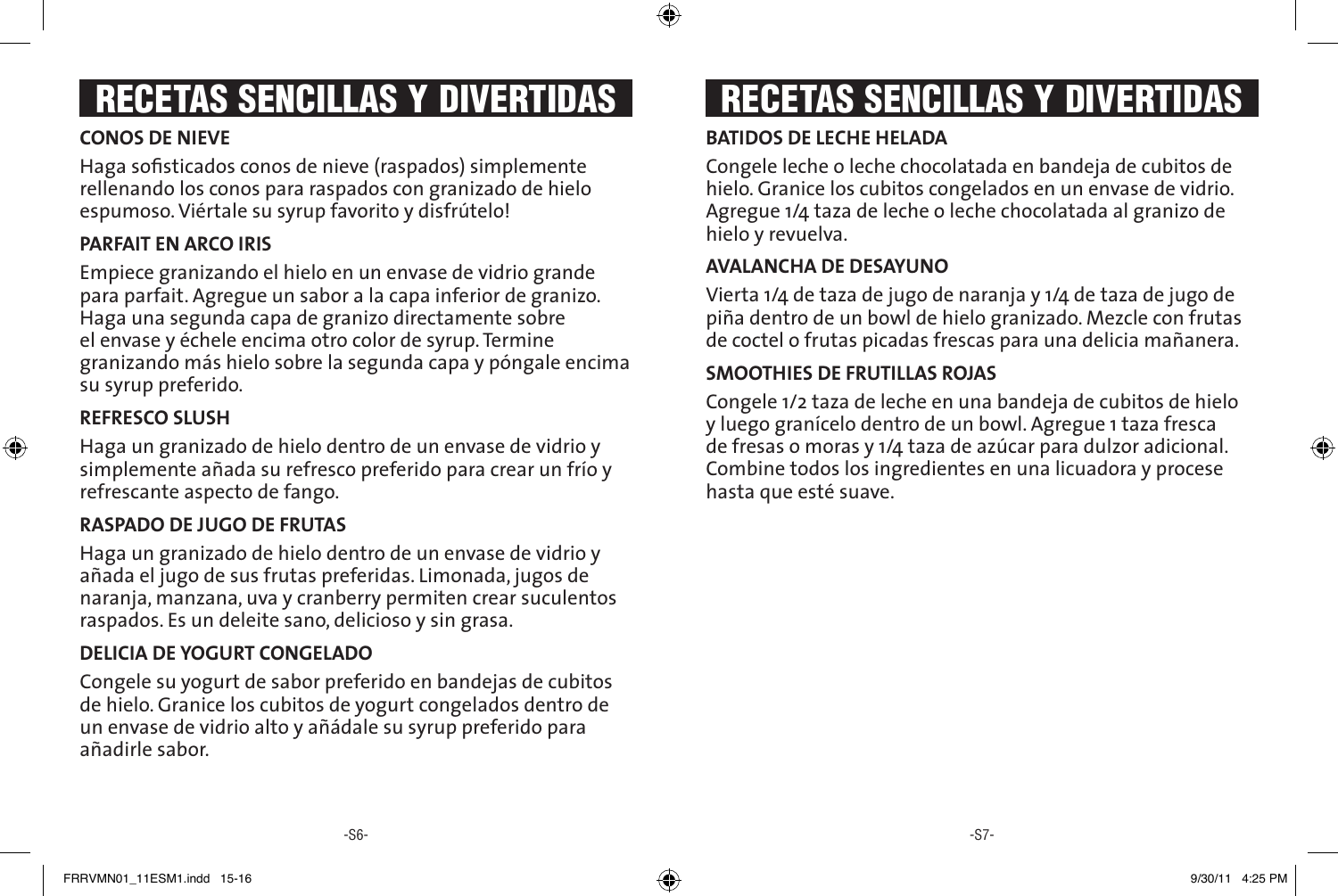# RECETAS SENCILLAS Y DIVERTIDAS

**CONOS DE NIEVE**

Haga sofisticados conos de nieve (raspados) simplemente rellenando los conos para raspados con granizado de hielo espumoso. Viértale su syrup favorito y disfrútelo!

**PARFAIT EN ARCO IRIS**

Empiece granizando el hielo en un envase de vidrio grande para parfait. Agregue un sabor a la capa inferior de granizo. Haga una segunda capa de granizo directamente sobre el envase y échele encima otro color de syrup. Termine granizando más hielo sobre la segunda capa y póngale encima su syrup preferido.

**REFRESCO SLUSH**

Haga un granizado de hielo dentro de un envase de vidrio y simplemente añada su refresco preferido para crear un frío y refrescante aspecto de fango.

**RASPADO DE JUGO DE FRUTAS**

Haga un granizado de hielo dentro de un envase de vidrio y añada el jugo de sus frutas preferidas. Limonada, jugos de naranja, manzana, uva y cranberry permiten crear suculentos raspados. Es un deleite sano, delicioso y sin grasa.

**DELICIA DE YOGURT CONGELADO**

Congele su yogurt de sabor preferido en bandejas de cubitos de hielo. Granice los cubitos de yogurt congelados dentro de un envase de vidrio alto y añádale su syrup preferido para añadirle sabor.

# RECETAS SENCILLAS Y DIVERTIDAS

**BATIDOS DE LECHE HELADA**

Congele leche o leche chocolatada en bandeja de cubitos de hielo. Granice los cubitos congelados en un envase de vidrio. Agregue 1/4 taza de leche o leche chocolatada al granizo de hielo y revuelva.

**AVALANCHA DE DESAYUNO**

Vierta 1/4 de taza de jugo de naranja y 1/4 de taza de jugo de piña dentro de un bowl de hielo granizado. Mezcle con frutas de coctel o frutas picadas frescas para una delicia mañanera.

**SMOOTHIES DE FRUTILLAS ROJAS**

Congele 1/2 taza de leche en una bandeja de cubitos de hielo y luego granícelo dentro de un bowl. Agregue 1 taza fresca de fresas o moras y 1/4 taza de azúcar para dulzor adicional. Combine todos los ingredientes en una licuadora y procese hasta que esté suave.